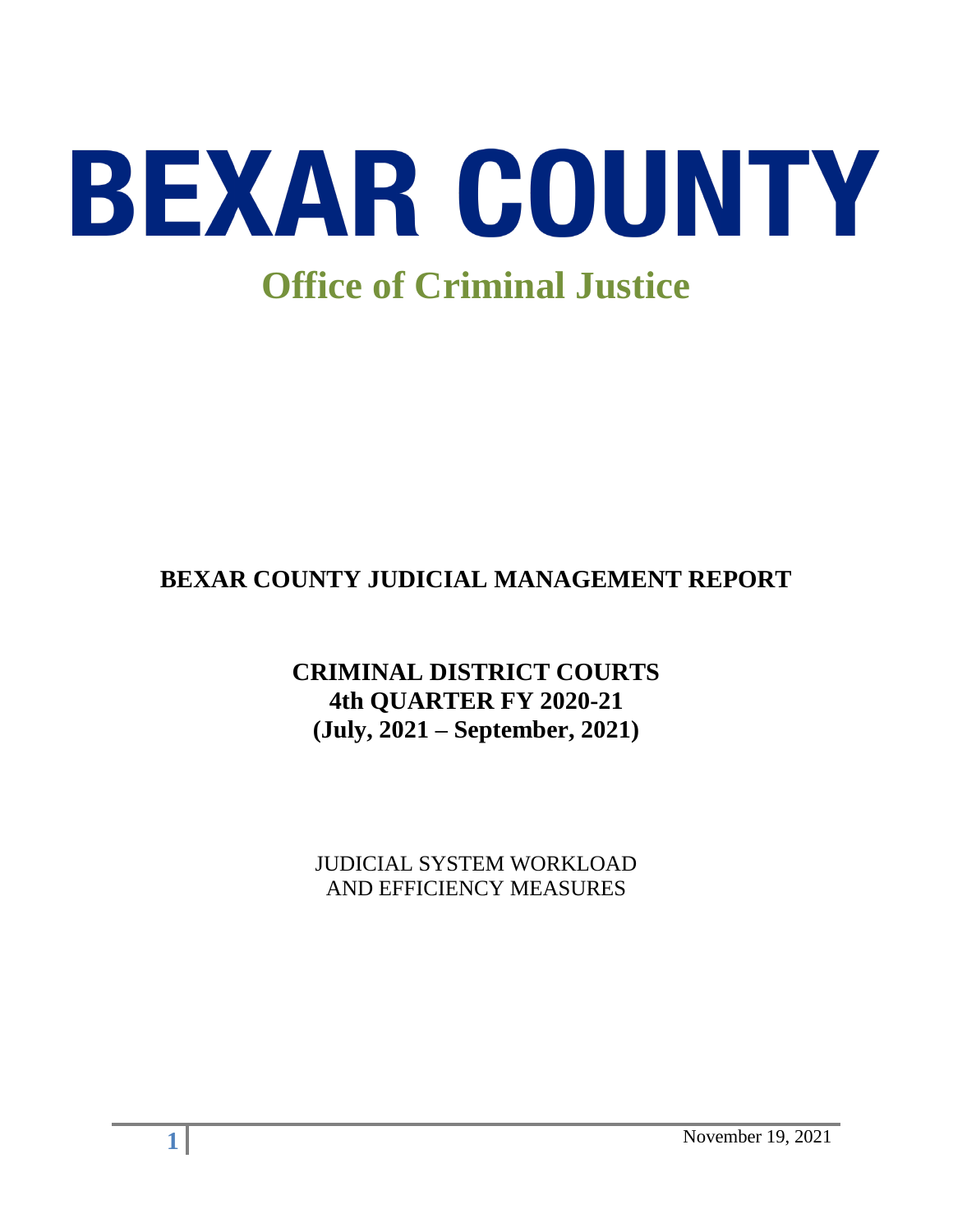# BEXAR COUNTY

## Office of Criminal Justice

## BEXAR COUNTY JUDICIAL MANAGEMENT REPORT

### CRIMINAL DISTRICT COURTS
### 4th QUARTER FY 2020-21
### (July, 2021 – September, 2021)

JUDICIAL SYSTEM WORKLOAD
AND EFFICIENCY MEASURES

November 19, 2021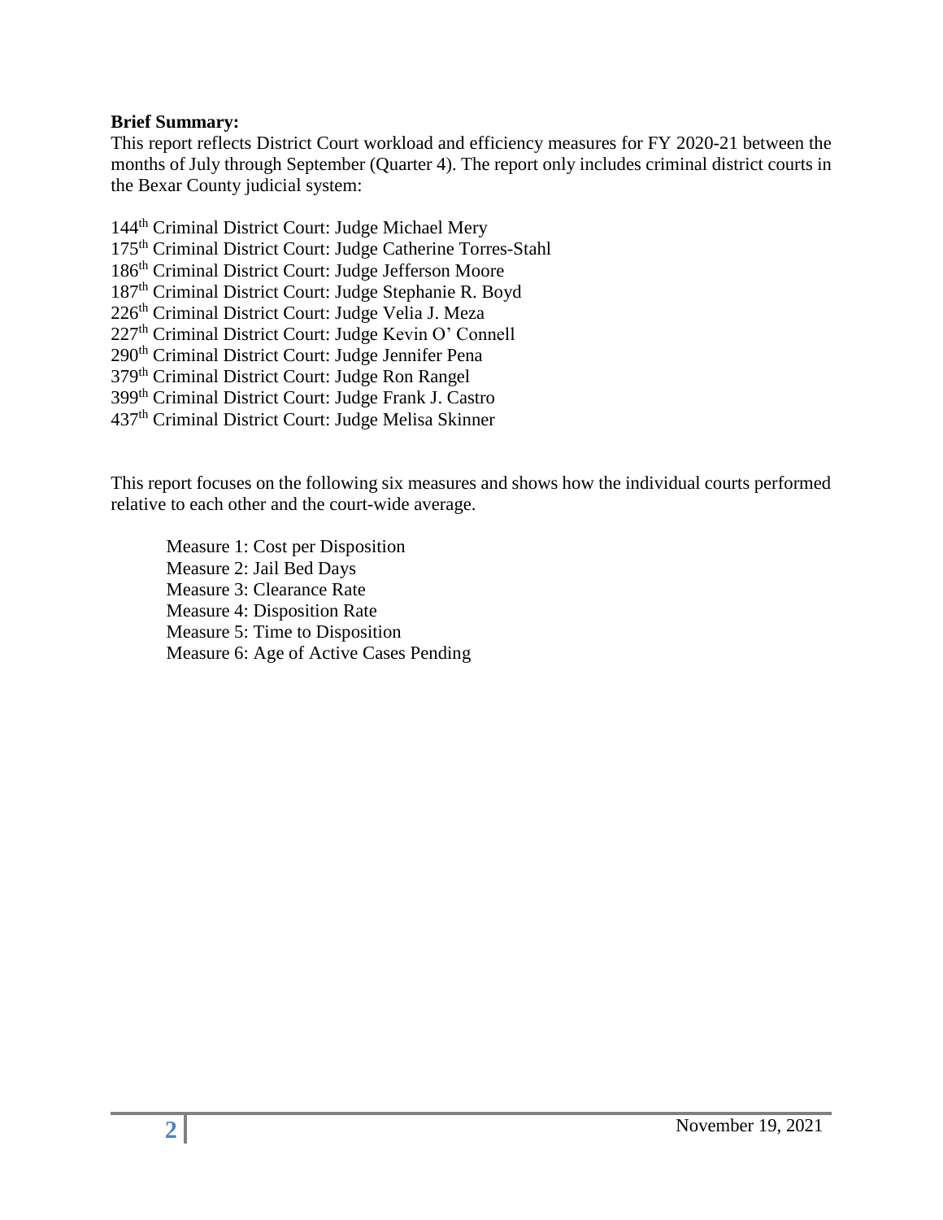**Brief Summary:**
This report reflects District Court workload and efficiency measures for FY 2020-21 between the months of July through September (Quarter 4). The report only includes criminal district courts in the Bexar County judicial system:

144th Criminal District Court: Judge Michael Mery
175th Criminal District Court: Judge Catherine Torres-Stahl
186th Criminal District Court: Judge Jefferson Moore
187th Criminal District Court: Judge Stephanie R. Boyd
226th Criminal District Court: Judge Velia J. Meza
227th Criminal District Court: Judge Kevin O' Connell
290th Criminal District Court: Judge Jennifer Pena
379th Criminal District Court: Judge Ron Rangel
399th Criminal District Court: Judge Frank J. Castro
437th Criminal District Court: Judge Melisa Skinner

This report focuses on the following six measures and shows how the individual courts performed relative to each other and the court-wide average.

Measure 1: Cost per Disposition
Measure 2: Jail Bed Days
Measure 3: Clearance Rate
Measure 4: Disposition Rate
Measure 5: Time to Disposition
Measure 6: Age of Active Cases Pending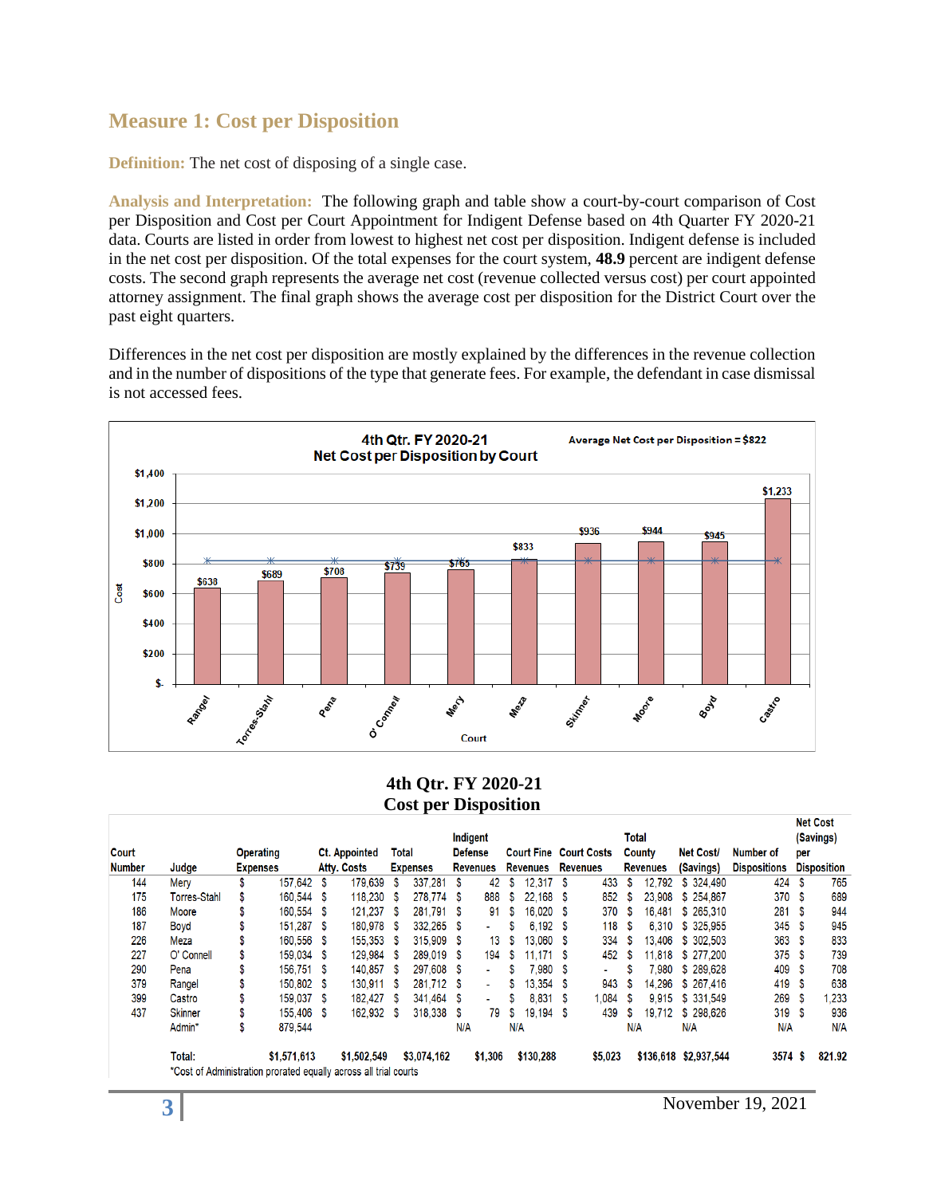## Measure 1: Cost per Disposition

**Definition:** The net cost of disposing of a single case.

**Analysis and Interpretation:** The following graph and table show a court-by-court comparison of Cost per Disposition and Cost per Court Appointment for Indigent Defense based on 4th Quarter FY 2020-21 data. Courts are listed in order from lowest to highest net cost per disposition. Indigent defense is included in the net cost per disposition. Of the total expenses for the court system, **48.9** percent are indigent defense costs. The second graph represents the average net cost (revenue collected versus cost) per court appointed attorney assignment. The final graph shows the average cost per disposition for the District Court over the past eight quarters.

Differences in the net cost per disposition are mostly explained by the differences in the revenue collection and in the number of dispositions of the type that generate fees. For example, the defendant in case dismissal is not accessed fees.

**4th Qtr. FY 2020-21 Net Cost per Disposition by Court**

Average Net Cost per Disposition = $822

| Court | Cost |
|---|---|
| Rangel | $638 |
| Torres-Stahl | $689 |
| Pena | $708 |
| O' Connell | $739 |
| Mery | $765 |
| Meza | $833 |
| Skinner | $936 |
| Moore | $944 |
| Boyd | $945 |
| Castro | $1,233 |

### 4th Qtr. FY 2020-21 Cost per Disposition

| Court Number | Judge | Operating Expenses | Ct. Appointed Atty. Costs | Total Expenses | Indigent Defense Revenues | Court Fine Revenues | Court Costs Revenues | Total County Revenues | Net Cost/ (Savings) | Number of Dispositions | Net Cost (Savings) per Disposition |
|---|---|---|---|---|---|---|---|---|---|---|---|
| 144 | Mery | $ 157,642 | $ 179,639 | $ 337,281 | $ 42 | $ 12,317 | $ 433 | $ 12,792 | $ 324,490 | 424 | $ 765 |
| 175 | Torres-Stahl | $ 160,544 | $ 118,230 | $ 278,774 | $ 888 | $ 22,168 | $ 852 | $ 23,908 | $ 254,867 | 370 | $ 689 |
| 186 | Moore | $ 160,554 | $ 121,237 | $ 281,791 | $ 91 | $ 16,020 | $ 370 | $ 16,481 | $ 265,310 | 281 | $ 944 |
| 187 | Boyd | $ 151,287 | $ 180,978 | $ 332,265 | $ - | $ 6,192 | $ 118 | $ 6,310 | $ 325,955 | 345 | $ 945 |
| 226 | Meza | $ 160,556 | $ 155,353 | $ 315,909 | $ 13 | $ 13,060 | $ 334 | $ 13,406 | $ 302,503 | 363 | $ 833 |
| 227 | O' Connell | $ 159,034 | $ 129,984 | $ 289,019 | $ 194 | $ 11,171 | $ 452 | $ 11,818 | $ 277,200 | 375 | $ 739 |
| 290 | Pena | $ 156,751 | $ 140,857 | $ 297,608 | $ - | $ 7,980 | $ - | $ 7,980 | $ 289,628 | 409 | $ 708 |
| 379 | Rangel | $ 150,802 | $ 130,911 | $ 281,712 | $ - | $ 13,354 | $ 943 | $ 14,296 | $ 267,416 | 419 | $ 638 |
| 399 | Castro | $ 159,037 | $ 182,427 | $ 341,464 | $ - | $ 8,831 | $ 1,084 | $ 9,915 | $ 331,549 | 269 | $ 1,233 |
| 437 | Skinner | $ 155,406 | $ 162,932 | $ 318,338 | $ 79 | $ 19,194 | $ 439 | $ 19,712 | $ 298,626 | 319 | $ 936 |
| | Admin* | $ 879,544 | | | N/A | N/A | | N/A | N/A | N/A | N/A |
| | Total: | $1,571,613 | $1,502,549 | $3,074,162 | $1,306 | $130,288 | $5,023 | $136,618 | $2,937,544 | 3574 | $ 821.92 |

*Cost of Administration prorated equally across all trial courts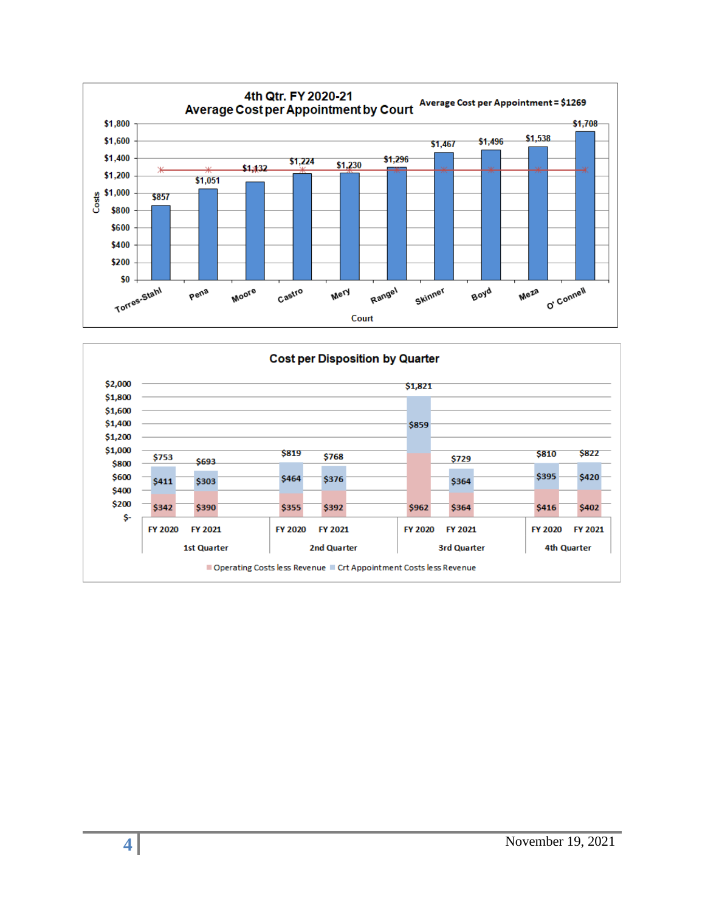## 4th Qtr. FY 2020-21 Average Cost per Appointment by Court

Average Cost per Appointment = $1269

| Court | Costs |
|---|---|
| Torres-Stahl | $857 |
| Pena | $1,051 |
| Moore | $1,132 |
| Castro | $1,224 |
| Mery | $1,230 |
| Rangel | $1,296 |
| Skinner | $1,467 |
| Boyd | $1,496 |
| Meza | $1,538 |
| O' Connell | $1,708 |

## Cost per Disposition by Quarter

| Quarter | Fiscal Year | Operating Costs less Revenue | Crt Appointment Costs less Revenue | Total |
|---|---|---|---|---|
| 1st Quarter | FY 2020 | $342 | $411 | $753 |
| 1st Quarter | FY 2021 | $390 | $303 | $693 |
| 2nd Quarter | FY 2020 | $355 | $464 | $819 |
| 2nd Quarter | FY 2021 | $392 | $376 | $768 |
| 3rd Quarter | FY 2020 | $962 | $859 | $1,821 |
| 3rd Quarter | FY 2021 | $364 | $364 | $729 |
| 4th Quarter | FY 2020 | $416 | $395 | $810 |
| 4th Quarter | FY 2021 | $402 | $420 | $822 |

November 19, 2021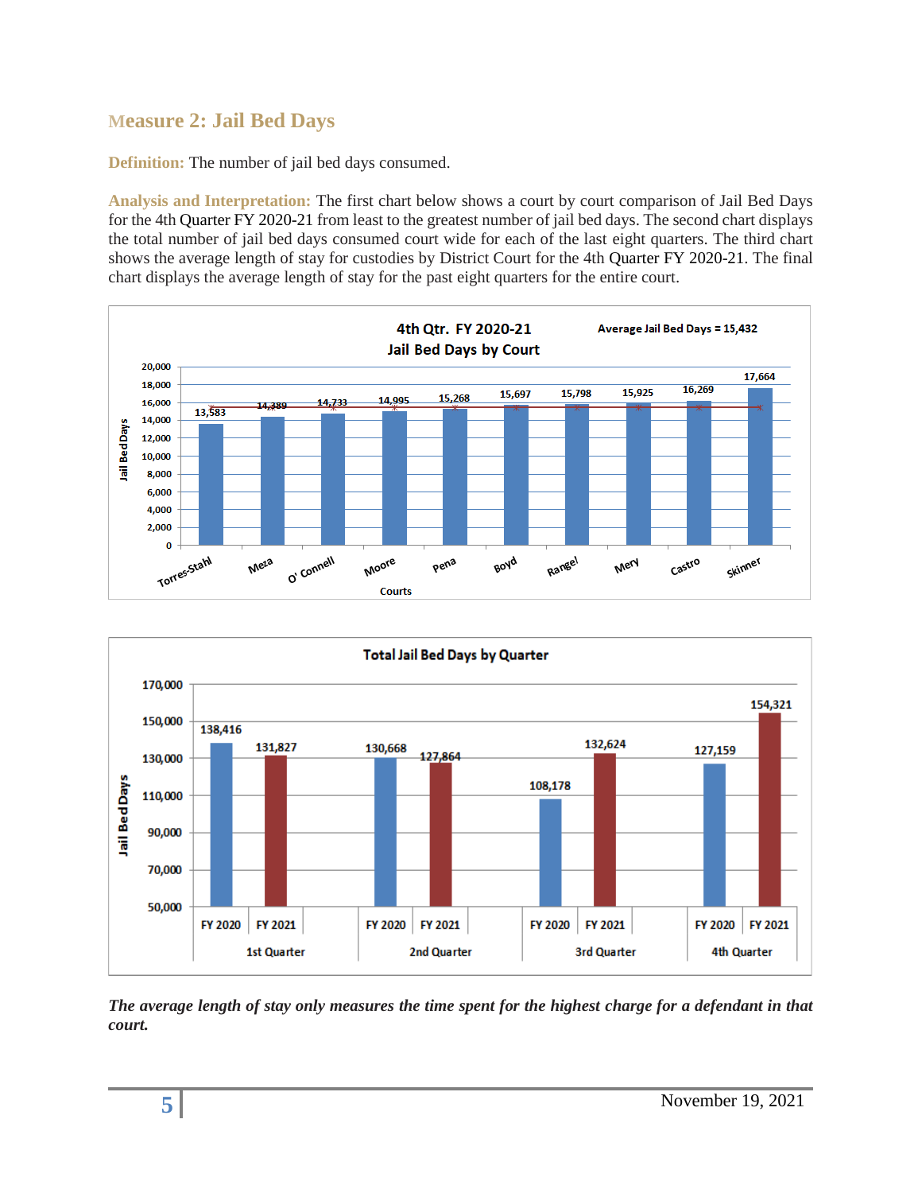## Measure 2: Jail Bed Days

**Definition:** The number of jail bed days consumed.

**Analysis and Interpretation:** The first chart below shows a court by court comparison of Jail Bed Days for the 4th Quarter FY 2020-21 from least to the greatest number of jail bed days. The second chart displays the total number of jail bed days consumed court wide for each of the last eight quarters. The third chart shows the average length of stay for custodies by District Court for the 4th Quarter FY 2020-21. The final chart displays the average length of stay for the past eight quarters for the entire court.

**4th Qtr. FY 2020-21 Jail Bed Days by Court** (Average Jail Bed Days = 15,432)

| Court | Jail Bed Days |
| --- | --- |
| Torres-Stahl | 13,583 |
| Meza | 14,389 |
| O' Connell | 14,733 |
| Moore | 14,995 |
| Pena | 15,268 |
| Boyd | 15,697 |
| Rangel | 15,798 |
| Mery | 15,925 |
| Castro | 16,269 |
| Skinner | 17,664 |

**Total Jail Bed Days by Quarter**

| Quarter | FY 2020 | FY 2021 |
| --- | --- | --- |
| 1st Quarter | 138,416 | 131,827 |
| 2nd Quarter | 130,668 | 127,864 |
| 3rd Quarter | 108,178 | 132,624 |
| 4th Quarter | 127,159 | 154,321 |

***The average length of stay only measures the time spent for the highest charge for a defendant in that court.***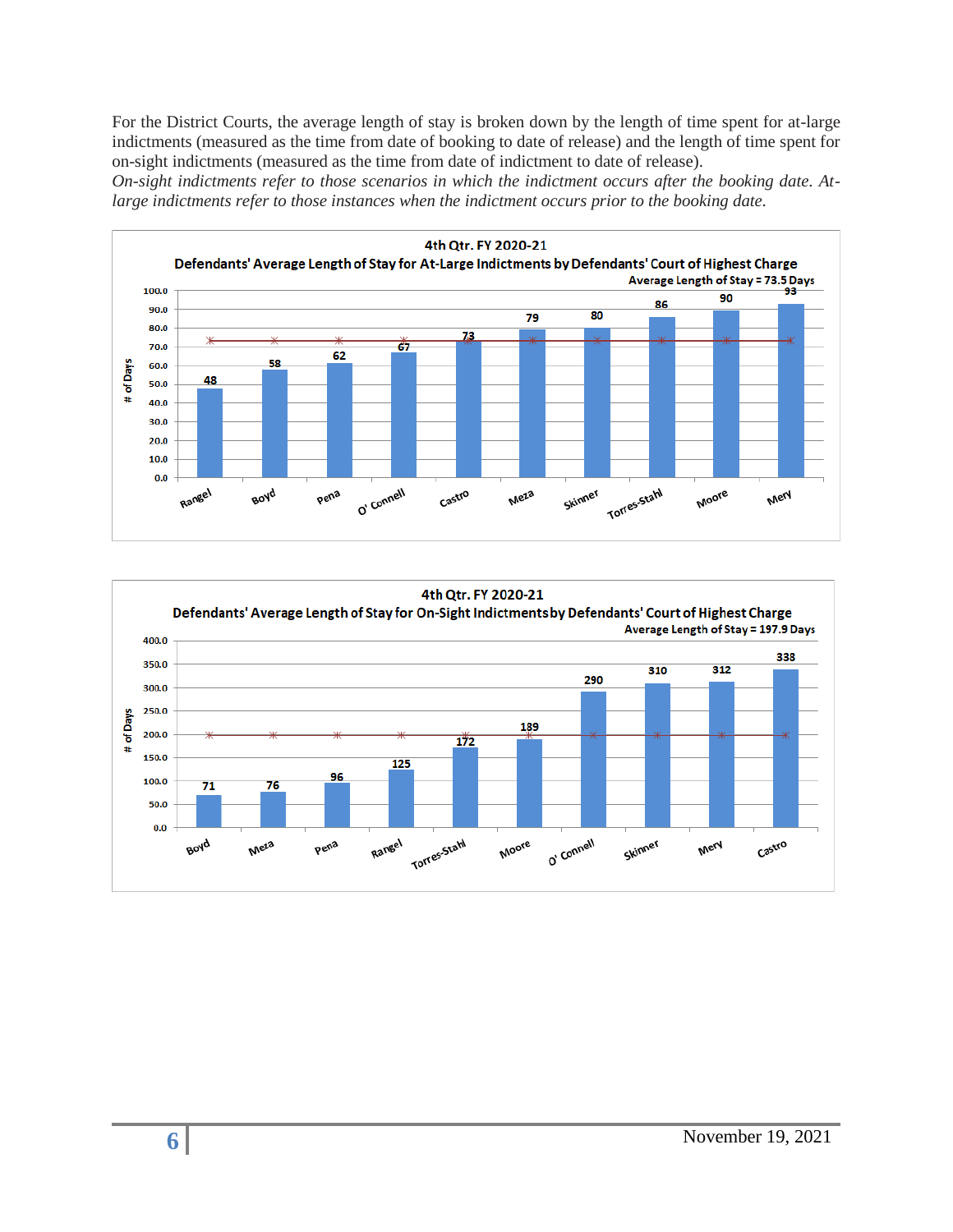For the District Courts, the average length of stay is broken down by the length of time spent for at-large indictments (measured as the time from date of booking to date of release) and the length of time spent for on-sight indictments (measured as the time from date of indictment to date of release).

*On-sight indictments refer to those scenarios in which the indictment occurs after the booking date. At-large indictments refer to those instances when the indictment occurs prior to the booking date.*

**4th Qtr. FY 2020-21**

**Defendants' Average Length of Stay for At-Large Indictments by Defendants' Court of Highest Charge**

Average Length of Stay = 73.5 Days

| Court | # of Days |
|---|---|
| Rangel | 48 |
| Boyd | 58 |
| Pena | 62 |
| O' Connell | 67 |
| Castro | 73 |
| Meza | 79 |
| Skinner | 80 |
| Torres-Stahl | 86 |
| Moore | 90 |
| Mery | 93 |

**4th Qtr. FY 2020-21**

**Defendants' Average Length of Stay for On-Sight Indictments by Defendants' Court of Highest Charge**

Average Length of Stay = 197.9 Days

| Court | # of Days |
|---|---|
| Boyd | 71 |
| Meza | 76 |
| Pena | 96 |
| Rangel | 125 |
| Torres-Stahl | 172 |
| Moore | 189 |
| O' Connell | 290 |
| Skinner | 310 |
| Mery | 312 |
| Castro | 338 |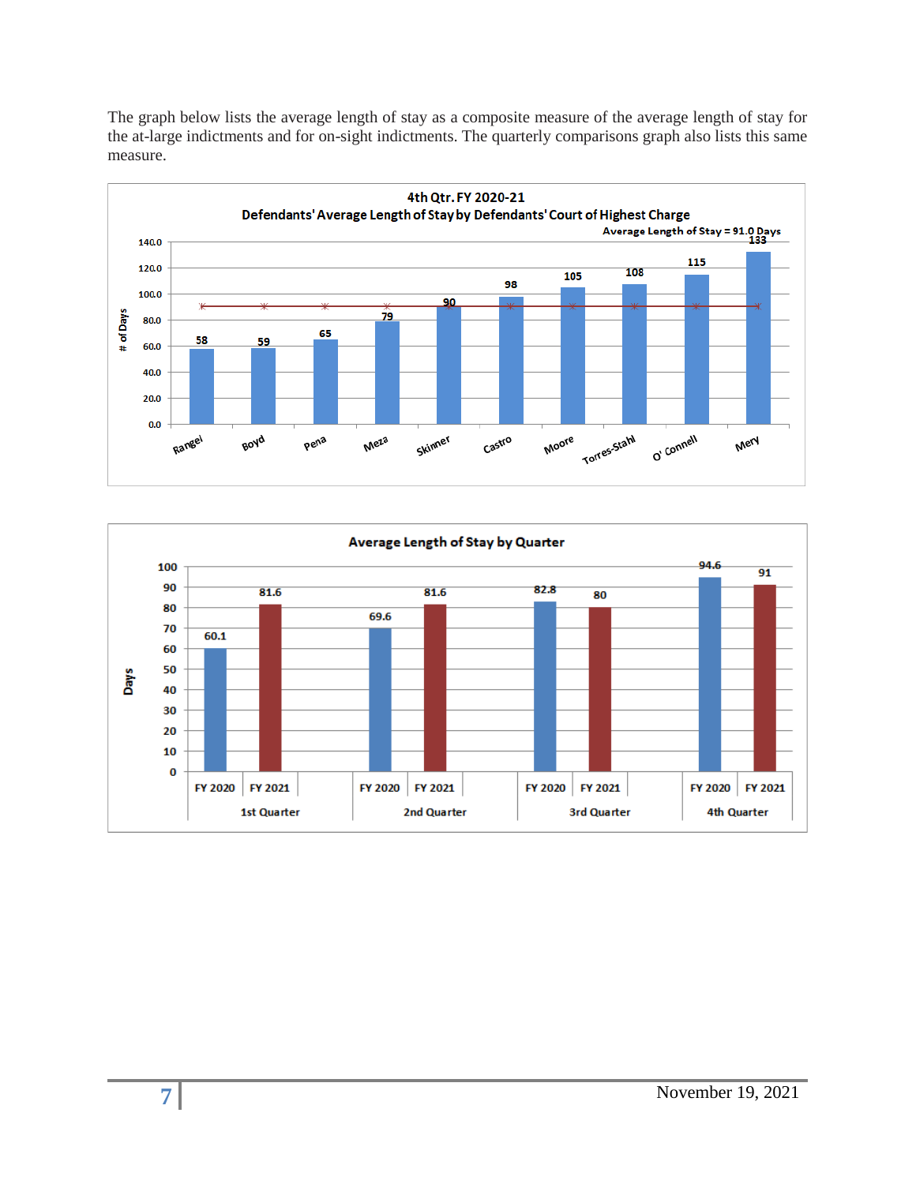The graph below lists the average length of stay as a composite measure of the average length of stay for the at-large indictments and for on-sight indictments. The quarterly comparisons graph also lists this same measure.

**4th Qtr. FY 2020-21**
**Defendants' Average Length of Stay by Defendants' Court of Highest Charge**
Average Length of Stay = 91.0 Days

| Court | # of Days |
|---|---|
| Rangel | 58 |
| Boyd | 59 |
| Pena | 65 |
| Meza | 79 |
| Skinner | 90 |
| Castro | 98 |
| Moore | 105 |
| Torres-Stahl | 108 |
| O' Connell | 115 |
| Mery | 133 |

**Average Length of Stay by Quarter**

| Quarter | FY 2020 | FY 2021 |
|---|---|---|
| 1st Quarter | 60.1 | 81.6 |
| 2nd Quarter | 69.6 | 81.6 |
| 3rd Quarter | 82.8 | 80 |
| 4th Quarter | 94.6 | 91 |

November 19, 2021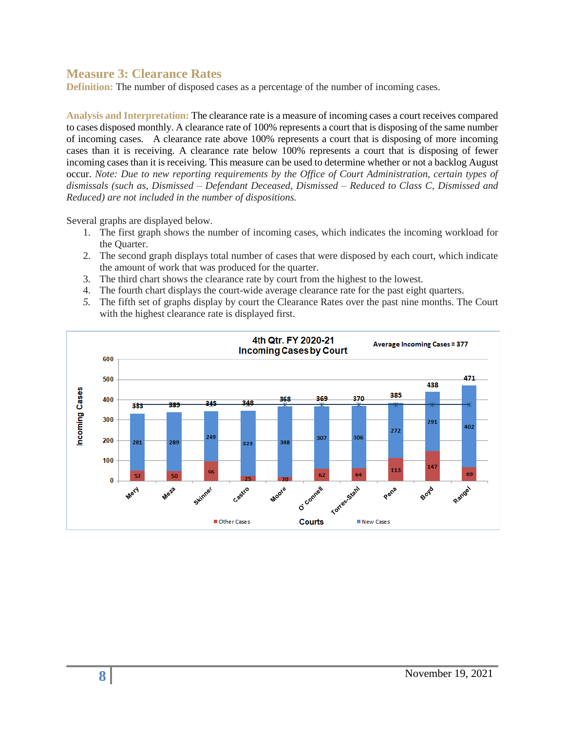## Measure 3: Clearance Rates

**Definition:** The number of disposed cases as a percentage of the number of incoming cases.

**Analysis and Interpretation:** The clearance rate is a measure of incoming cases a court receives compared to cases disposed monthly. A clearance rate of 100% represents a court that is disposing of the same number of incoming cases. A clearance rate above 100% represents a court that is disposing of more incoming cases than it is receiving. A clearance rate below 100% represents a court that is disposing of fewer incoming cases than it is receiving. This measure can be used to determine whether or not a backlog August occur. *Note: Due to new reporting requirements by the Office of Court Administration, certain types of dismissals (such as, Dismissed – Defendant Deceased, Dismissed – Reduced to Class C, Dismissed and Reduced) are not included in the number of dispositions.*

Several graphs are displayed below.

1. The first graph shows the number of incoming cases, which indicates the incoming workload for the Quarter.
2. The second graph displays total number of cases that were disposed by each court, which indicate the amount of work that was produced for the quarter.
3. The third chart shows the clearance rate by court from the highest to the lowest.
4. The fourth chart displays the court-wide average clearance rate for the past eight quarters.
5. The fifth set of graphs display by court the Clearance Rates over the past nine months. The Court with the highest clearance rate is displayed first.

**4th Qtr. FY 2020-21 Incoming Cases by Court**

Average Incoming Cases = 377

| Court | New Cases | Other Cases | Total |
|---|---|---|---|
| Mery | 281 | 52 | 333 |
| Meza | 289 | 50 | 339 |
| Skinner | 249 | 96 | 345 |
| Castro | 323 | 25 | 348 |
| Moore | 348 | 20 | 368 |
| O'Connell | 307 | 62 | 369 |
| Torres-Stahl | 306 | 64 | 370 |
| Pena | 272 | 113 | 385 |
| Boyd | 291 | 147 | 438 |
| Rangel | 402 | 69 | 471 |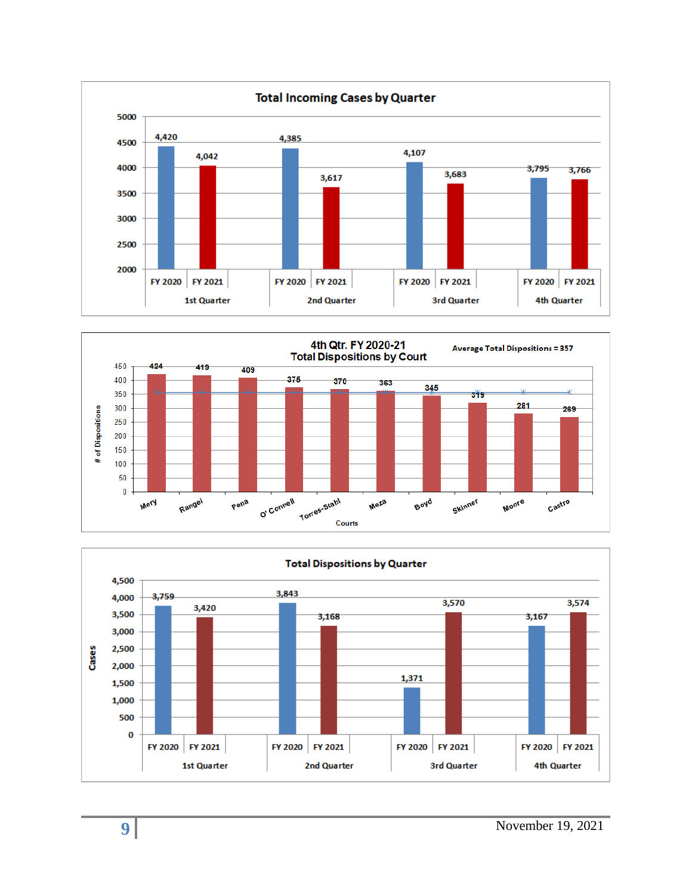## Total Incoming Cases by Quarter

| Quarter | FY 2020 | FY 2021 |
|---|---|---|
| 1st Quarter | 4,420 | 4,042 |
| 2nd Quarter | 4,385 | 3,617 |
| 3rd Quarter | 4,107 | 3,683 |
| 4th Quarter | 3,795 | 3,766 |

## 4th Qtr. FY 2020-21 Total Dispositions by Court

Average Total Dispositions = 357

| Courts | # of Dispositions |
|---|---|
| Mery | 424 |
| Rangel | 419 |
| Pena | 409 |
| O' Connell | 375 |
| Torres-Stahl | 370 |
| Meza | 363 |
| Boyd | 345 |
| Skinner | 319 |
| Moore | 281 |
| Castro | 269 |

## Total Dispositions by Quarter

| Quarter | FY 2020 | FY 2021 |
|---|---|---|
| 1st Quarter | 3,759 | 3,420 |
| 2nd Quarter | 3,843 | 3,168 |
| 3rd Quarter | 1,371 | 3,570 |
| 4th Quarter | 3,167 | 3,574 |

November 19, 2021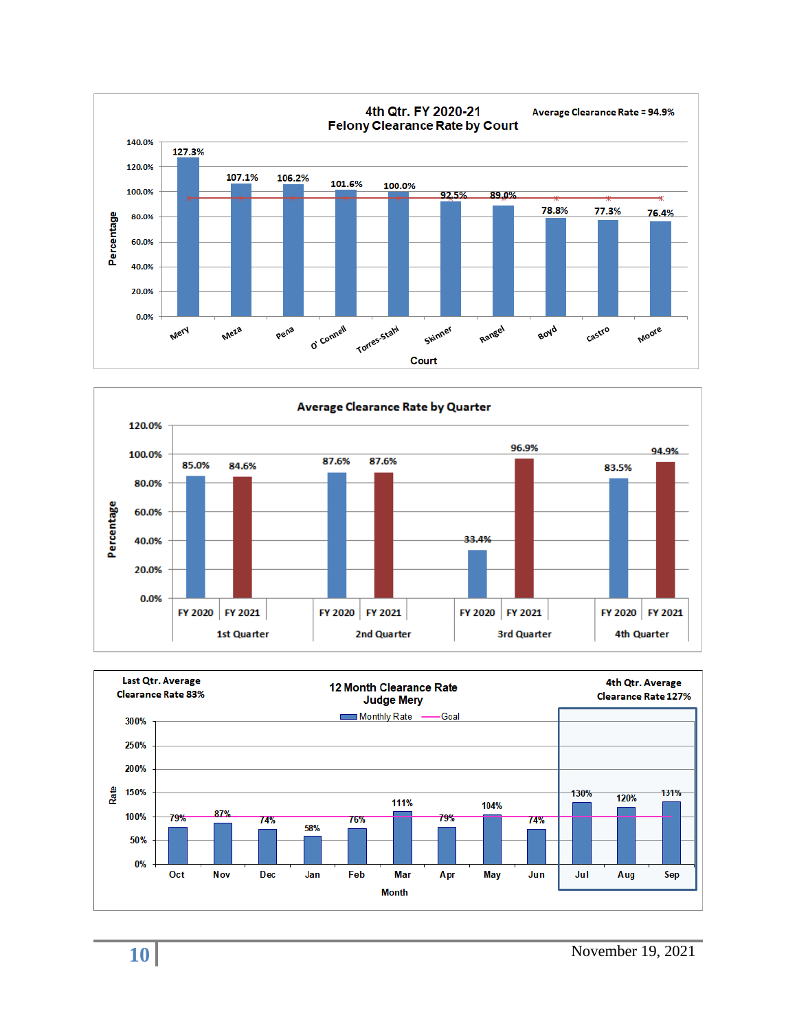## 4th Qtr. FY 2020-21
## Felony Clearance Rate by Court

Average Clearance Rate = 94.9%

| Court | Percentage |
|---|---|
| Mery | 127.3% |
| Meza | 107.1% |
| Pena | 106.2% |
| O' Connell | 101.6% |
| Torres-Stahl | 100.0% |
| Skinner | 92.5% |
| Rangel | 89.0% |
| Boyd | 78.8% |
| Castro | 77.3% |
| Moore | 76.4% |

## Average Clearance Rate by Quarter

| Quarter | FY 2020 | FY 2021 |
|---|---|---|
| 1st Quarter | 85.0% | 84.6% |
| 2nd Quarter | 87.6% | 87.6% |
| 3rd Quarter | 33.4% | 96.9% |
| 4th Quarter | 83.5% | 94.9% |

## 12 Month Clearance Rate
## Judge Mery

Last Qtr. Average Clearance Rate 83%

4th Qtr. Average Clearance Rate 127%

| Month | Monthly Rate |
|---|---|
| Oct | 79% |
| Nov | 87% |
| Dec | 74% |
| Jan | 58% |
| Feb | 76% |
| Mar | 111% |
| Apr | 79% |
| May | 104% |
| Jun | 74% |
| Jul | 130% |
| Aug | 120% |
| Sep | 131% |

Goal: 100%

November 19, 2021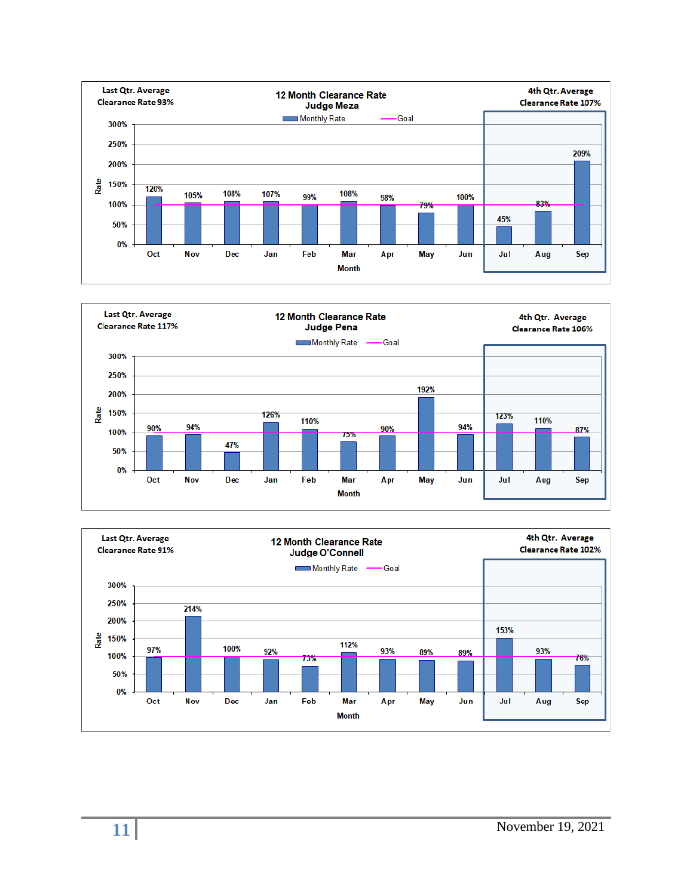**Last Qtr. Average Clearance Rate 93%**

## 12 Month Clearance Rate
### Judge Meza

**4th Qtr. Average Clearance Rate 107%**

| Month | Oct | Nov | Dec | Jan | Feb | Mar | Apr | May | Jun | Jul | Aug | Sep |
|---|---|---|---|---|---|---|---|---|---|---|---|---|
| Monthly Rate | 120% | 105% | 108% | 107% | 99% | 108% | 98% | 79% | 100% | 45% | 83% | 209% |
| Goal | 100% | 100% | 100% | 100% | 100% | 100% | 100% | 100% | 100% | 100% | 100% | 100% |

**Last Qtr. Average Clearance Rate 117%**

## 12 Month Clearance Rate
### Judge Pena

**4th Qtr. Average Clearance Rate 106%**

| Month | Oct | Nov | Dec | Jan | Feb | Mar | Apr | May | Jun | Jul | Aug | Sep |
|---|---|---|---|---|---|---|---|---|---|---|---|---|
| Monthly Rate | 90% | 94% | 47% | 126% | 110% | 75% | 90% | 192% | 94% | 123% | 110% | 87% |
| Goal | 100% | 100% | 100% | 100% | 100% | 100% | 100% | 100% | 100% | 100% | 100% | 100% |

**Last Qtr. Average Clearance Rate 91%**

## 12 Month Clearance Rate
### Judge O'Connell

**4th Qtr. Average Clearance Rate 102%**

| Month | Oct | Nov | Dec | Jan | Feb | Mar | Apr | May | Jun | Jul | Aug | Sep |
|---|---|---|---|---|---|---|---|---|---|---|---|---|
| Monthly Rate | 97% | 214% | 100% | 92% | 73% | 112% | 93% | 89% | 89% | 153% | 93% | 76% |
| Goal | 100% | 100% | 100% | 100% | 100% | 100% | 100% | 100% | 100% | 100% | 100% | 100% |

November 19, 2021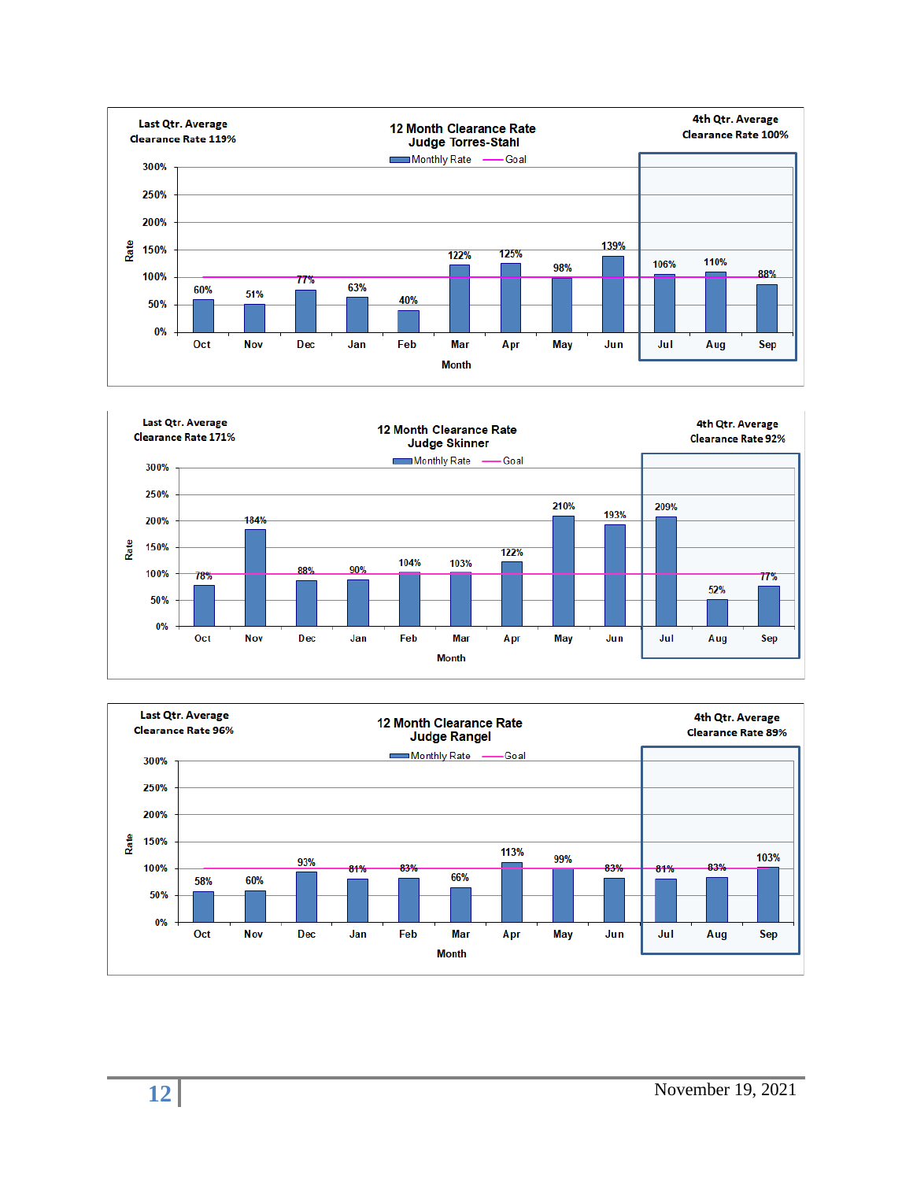**Last Qtr. Average Clearance Rate 119%**

**12 Month Clearance Rate**
**Judge Torres-Stahl**

**4th Qtr. Average Clearance Rate 100%**

| Month | Oct | Nov | Dec | Jan | Feb | Mar | Apr | May | Jun | Jul | Aug | Sep |
|---|---|---|---|---|---|---|---|---|---|---|---|---|
| Monthly Rate | 60% | 51% | 77% | 63% | 40% | 122% | 125% | 98% | 139% | 106% | 110% | 88% |
| Goal | 100% | 100% | 100% | 100% | 100% | 100% | 100% | 100% | 100% | 100% | 100% | 100% |

**Last Qtr. Average Clearance Rate 171%**

**12 Month Clearance Rate**
**Judge Skinner**

**4th Qtr. Average Clearance Rate 92%**

| Month | Oct | Nov | Dec | Jan | Feb | Mar | Apr | May | Jun | Jul | Aug | Sep |
|---|---|---|---|---|---|---|---|---|---|---|---|---|
| Monthly Rate | 78% | 184% | 88% | 90% | 104% | 103% | 122% | 210% | 193% | 209% | 52% | 77% |
| Goal | 100% | 100% | 100% | 100% | 100% | 100% | 100% | 100% | 100% | 100% | 100% | 100% |

**Last Qtr. Average Clearance Rate 96%**

**12 Month Clearance Rate**
**Judge Rangel**

**4th Qtr. Average Clearance Rate 89%**

| Month | Oct | Nov | Dec | Jan | Feb | Mar | Apr | May | Jun | Jul | Aug | Sep |
|---|---|---|---|---|---|---|---|---|---|---|---|---|
| Monthly Rate | 58% | 60% | 93% | 81% | 83% | 66% | 113% | 99% | 83% | 81% | 83% | 103% |
| Goal | 100% | 100% | 100% | 100% | 100% | 100% | 100% | 100% | 100% | 100% | 100% | 100% |

November 19, 2021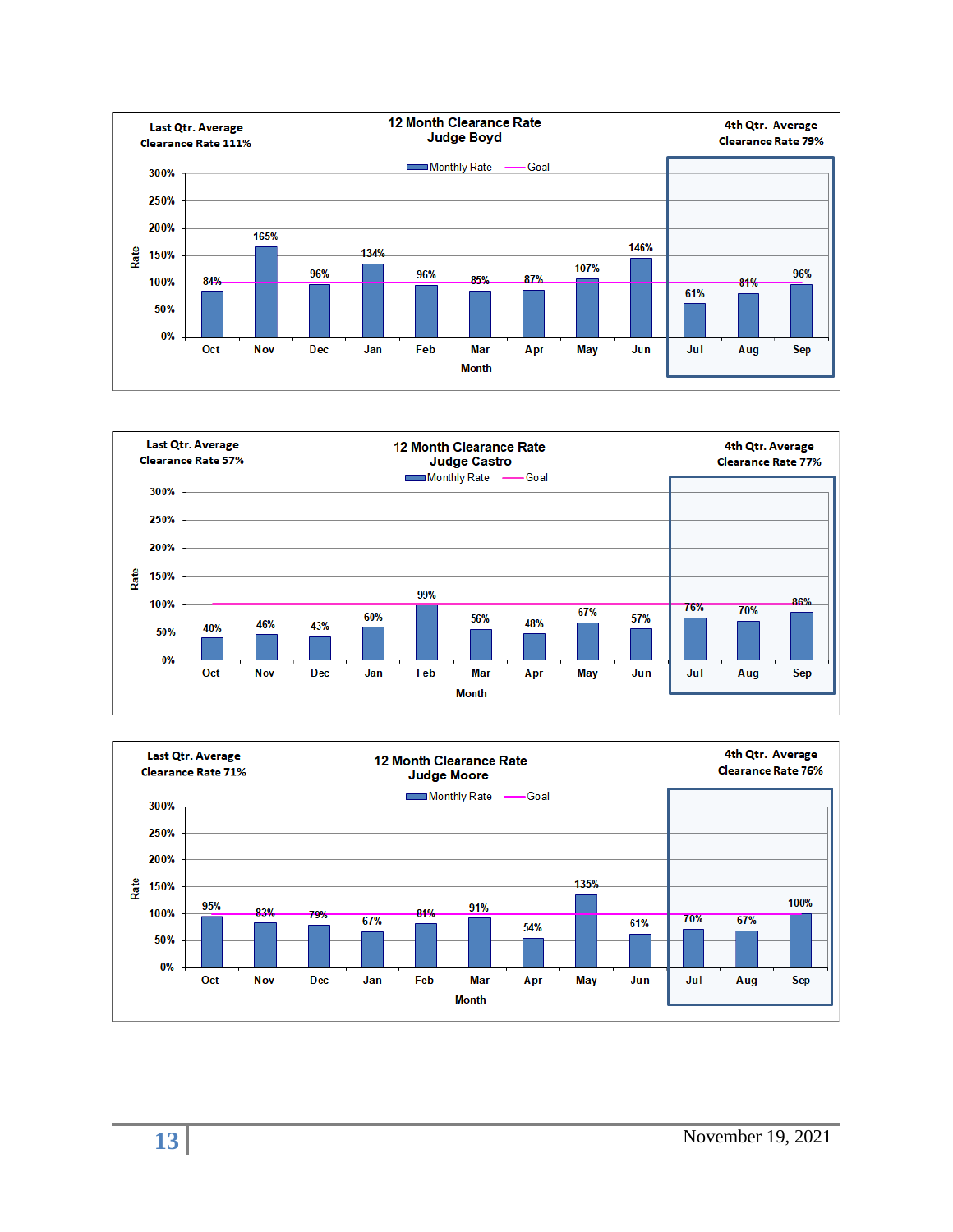## 12 Month Clearance Rate — Judge Boyd

Last Qtr. Average Clearance Rate 111%

4th Qtr. Average Clearance Rate 79%

| Month | Oct | Nov | Dec | Jan | Feb | Mar | Apr | May | Jun | Jul | Aug | Sep |
|---|---|---|---|---|---|---|---|---|---|---|---|---|
| Monthly Rate | 84% | 165% | 96% | 134% | 96% | 85% | 87% | 107% | 146% | 61% | 81% | 96% |
| Goal | 100% | 100% | 100% | 100% | 100% | 100% | 100% | 100% | 100% | 100% | 100% | 100% |

## 12 Month Clearance Rate — Judge Castro

Last Qtr. Average Clearance Rate 57%

4th Qtr. Average Clearance Rate 77%

| Month | Oct | Nov | Dec | Jan | Feb | Mar | Apr | May | Jun | Jul | Aug | Sep |
|---|---|---|---|---|---|---|---|---|---|---|---|---|
| Monthly Rate | 40% | 46% | 43% | 60% | 99% | 56% | 48% | 67% | 57% | 76% | 70% | 86% |
| Goal | 100% | 100% | 100% | 100% | 100% | 100% | 100% | 100% | 100% | 100% | 100% | 100% |

## 12 Month Clearance Rate — Judge Moore

Last Qtr. Average Clearance Rate 71%

4th Qtr. Average Clearance Rate 76%

| Month | Oct | Nov | Dec | Jan | Feb | Mar | Apr | May | Jun | Jul | Aug | Sep |
|---|---|---|---|---|---|---|---|---|---|---|---|---|
| Monthly Rate | 95% | 83% | 79% | 67% | 81% | 91% | 54% | 135% | 61% | 70% | 67% | 100% |
| Goal | 100% | 100% | 100% | 100% | 100% | 100% | 100% | 100% | 100% | 100% | 100% | 100% |

November 19, 2021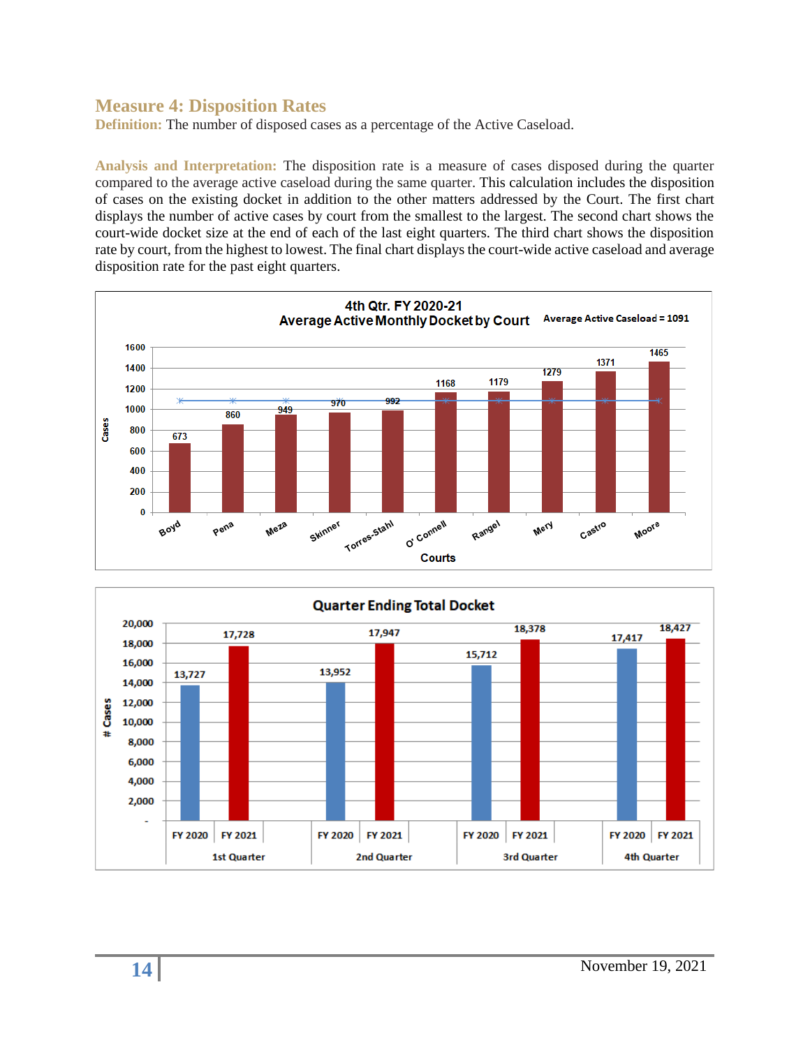## Measure 4: Disposition Rates

**Definition:** The number of disposed cases as a percentage of the Active Caseload.

**Analysis and Interpretation:** The disposition rate is a measure of cases disposed during the quarter compared to the average active caseload during the same quarter. This calculation includes the disposition of cases on the existing docket in addition to the other matters addressed by the Court. The first chart displays the number of active cases by court from the smallest to the largest. The second chart shows the court-wide docket size at the end of each of the last eight quarters. The third chart shows the disposition rate by court, from the highest to lowest. The final chart displays the court-wide active caseload and average disposition rate for the past eight quarters.

**4th Qtr. FY 2020-21 — Average Active Monthly Docket by Court** (Average Active Caseload = 1091)

| Court | Cases |
|---|---|
| Boyd | 673 |
| Pena | 860 |
| Meza | 949 |
| Skinner | 970 |
| Torres-Stahl | 992 |
| O' Connell | 1168 |
| Rangel | 1179 |
| Mery | 1279 |
| Castro | 1371 |
| Moore | 1465 |

**Quarter Ending Total Docket**

| Quarter | FY 2020 | FY 2021 |
|---|---|---|
| 1st Quarter | 13,727 | 17,728 |
| 2nd Quarter | 13,952 | 17,947 |
| 3rd Quarter | 15,712 | 18,378 |
| 4th Quarter | 17,417 | 18,427 |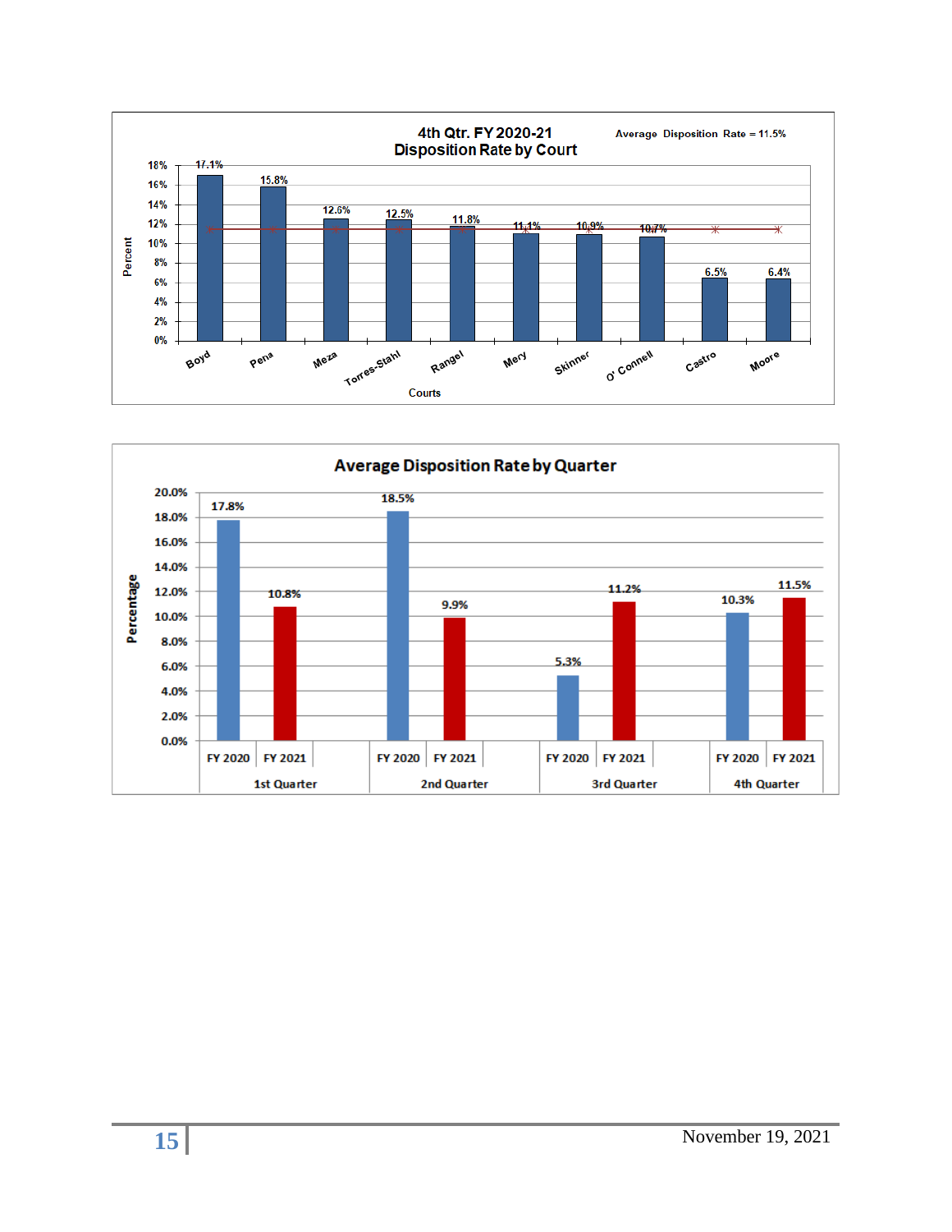## 4th Qtr. FY 2020-21 Disposition Rate by Court

Average Disposition Rate = 11.5%

| Court | Percent |
|---|---|
| Boyd | 17.1% |
| Pena | 15.8% |
| Meza | 12.6% |
| Torres-Stahl | 12.5% |
| Rangel | 11.8% |
| Mery | 11.1% |
| Skinner | 10.9% |
| O' Connell | 10.7% |
| Castro | 6.5% |
| Moore | 6.4% |

## Average Disposition Rate by Quarter

| Quarter | FY 2020 | FY 2021 |
|---|---|---|
| 1st Quarter | 17.8% | 10.8% |
| 2nd Quarter | 18.5% | 9.9% |
| 3rd Quarter | 5.3% | 11.2% |
| 4th Quarter | 10.3% | 11.5% |

November 19, 2021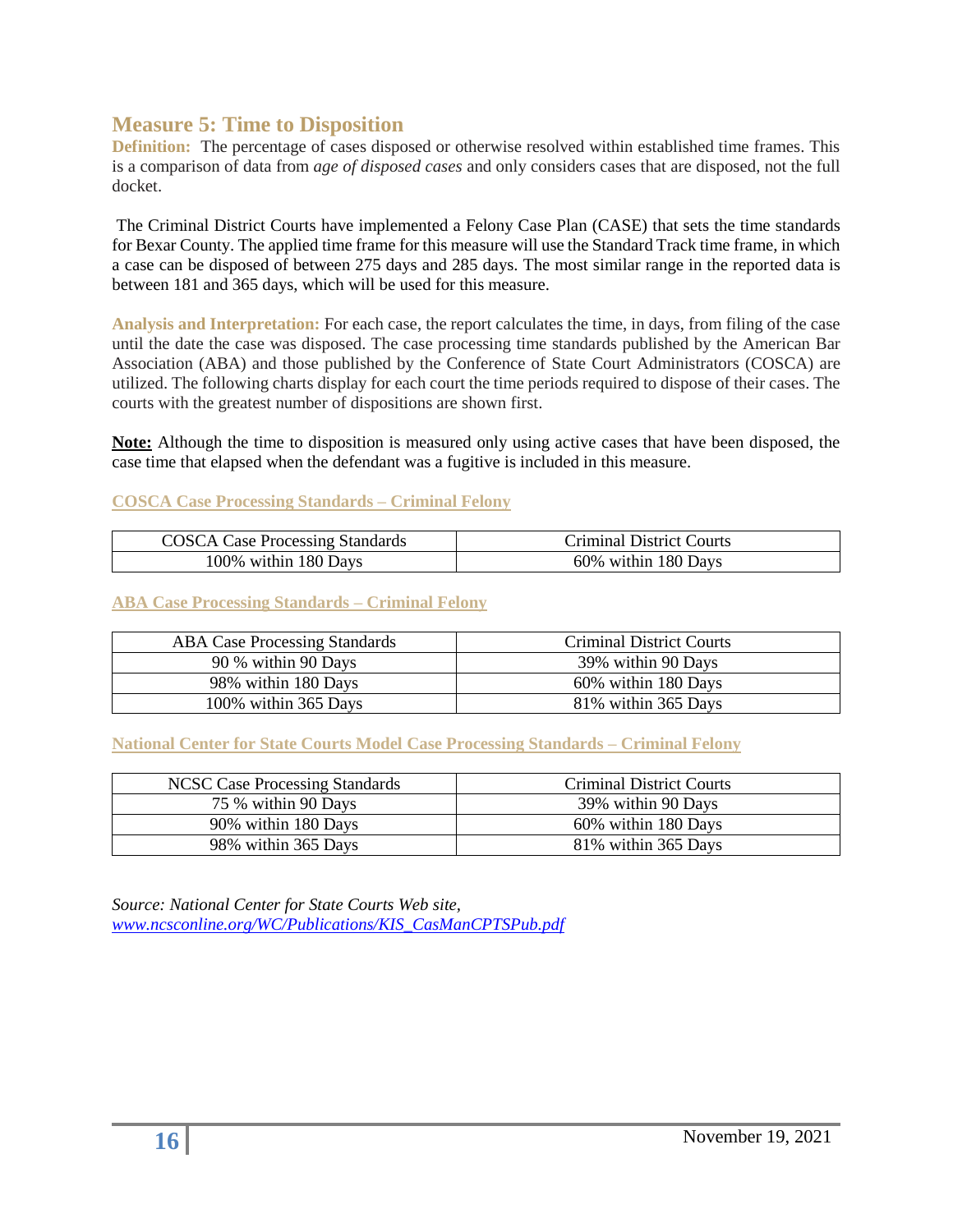## Measure 5: Time to Disposition

**Definition:** The percentage of cases disposed or otherwise resolved within established time frames. This is a comparison of data from *age of disposed cases* and only considers cases that are disposed, not the full docket.

The Criminal District Courts have implemented a Felony Case Plan (CASE) that sets the time standards for Bexar County. The applied time frame for this measure will use the Standard Track time frame, in which a case can be disposed of between 275 days and 285 days. The most similar range in the reported data is between 181 and 365 days, which will be used for this measure.

**Analysis and Interpretation:** For each case, the report calculates the time, in days, from filing of the case until the date the case was disposed. The case processing time standards published by the American Bar Association (ABA) and those published by the Conference of State Court Administrators (COSCA) are utilized. The following charts display for each court the time periods required to dispose of their cases. The courts with the greatest number of dispositions are shown first.

**Note:** Although the time to disposition is measured only using active cases that have been disposed, the case time that elapsed when the defendant was a fugitive is included in this measure.

### COSCA Case Processing Standards – Criminal Felony

| COSCA Case Processing Standards | Criminal District Courts |
|---|---|
| 100% within 180 Days | 60% within 180 Days |

### ABA Case Processing Standards – Criminal Felony

| ABA Case Processing Standards | Criminal District Courts |
|---|---|
| 90 % within 90 Days | 39% within 90 Days |
| 98% within 180 Days | 60% within 180 Days |
| 100% within 365 Days | 81% within 365 Days |

### National Center for State Courts Model Case Processing Standards – Criminal Felony

| NCSC Case Processing Standards | Criminal District Courts |
|---|---|
| 75 % within 90 Days | 39% within 90 Days |
| 90% within 180 Days | 60% within 180 Days |
| 98% within 365 Days | 81% within 365 Days |

*Source: National Center for State Courts Web site, [www.ncsconline.org/WC/Publications/KIS_CasManCPTSPub.pdf](http://www.ncsconline.org/WC/Publications/KIS_CasManCPTSPub.pdf)*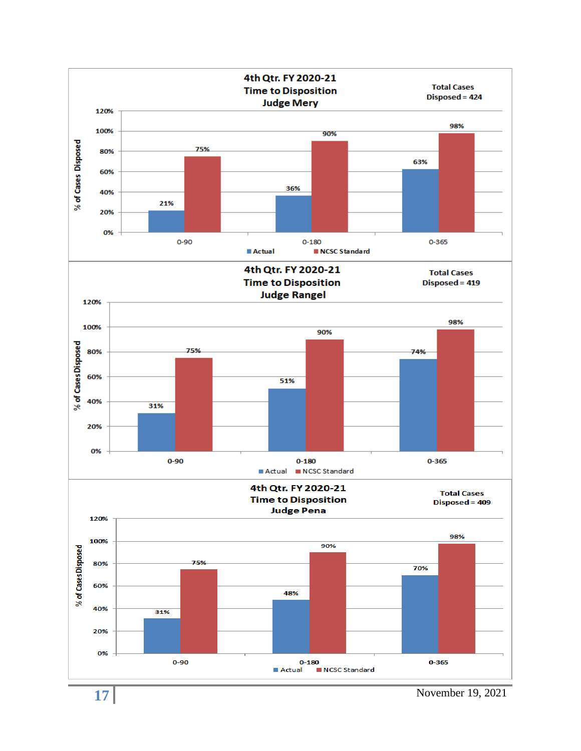## 4th Qtr. FY 2020-21 Time to Disposition Judge Mery

Total Cases Disposed = 424

| | Actual | NCSC Standard |
|---|---|---|
| 0-90 | 21% | 75% |
| 0-180 | 36% | 90% |
| 0-365 | 63% | 98% |

## 4th Qtr. FY 2020-21 Time to Disposition Judge Rangel

Total Cases Disposed = 419

| | Actual | NCSC Standard |
|---|---|---|
| 0-90 | 31% | 75% |
| 0-180 | 51% | 90% |
| 0-365 | 74% | 98% |

## 4th Qtr. FY 2020-21 Time to Disposition Judge Pena

Total Cases Disposed = 409

| | Actual | NCSC Standard |
|---|---|---|
| 0-90 | 31% | 75% |
| 0-180 | 48% | 90% |
| 0-365 | 70% | 98% |

November 19, 2021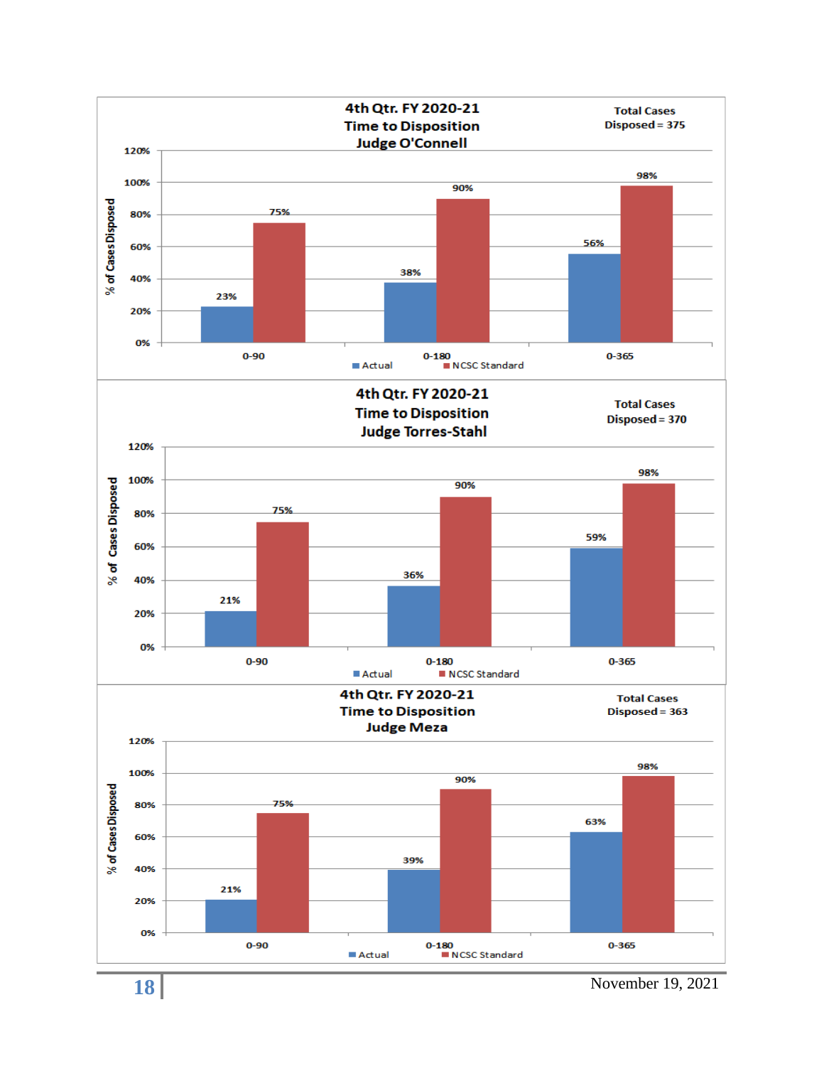### 4th Qtr. FY 2020-21 Time to Disposition Judge O'Connell

Total Cases Disposed = 375

| % of Cases Disposed | 0-90 | 0-180 | 0-365 |
|---|---|---|---|
| Actual | 23% | 38% | 56% |
| NCSC Standard | 75% | 90% | 98% |

### 4th Qtr. FY 2020-21 Time to Disposition Judge Torres-Stahl

Total Cases Disposed = 370

| % of Cases Disposed | 0-90 | 0-180 | 0-365 |
|---|---|---|---|
| Actual | 21% | 36% | 59% |
| NCSC Standard | 75% | 90% | 98% |

### 4th Qtr. FY 2020-21 Time to Disposition Judge Meza

Total Cases Disposed = 363

| % of Cases Disposed | 0-90 | 0-180 | 0-365 |
|---|---|---|---|
| Actual | 21% | 39% | 63% |
| NCSC Standard | 75% | 90% | 98% |

November 19, 2021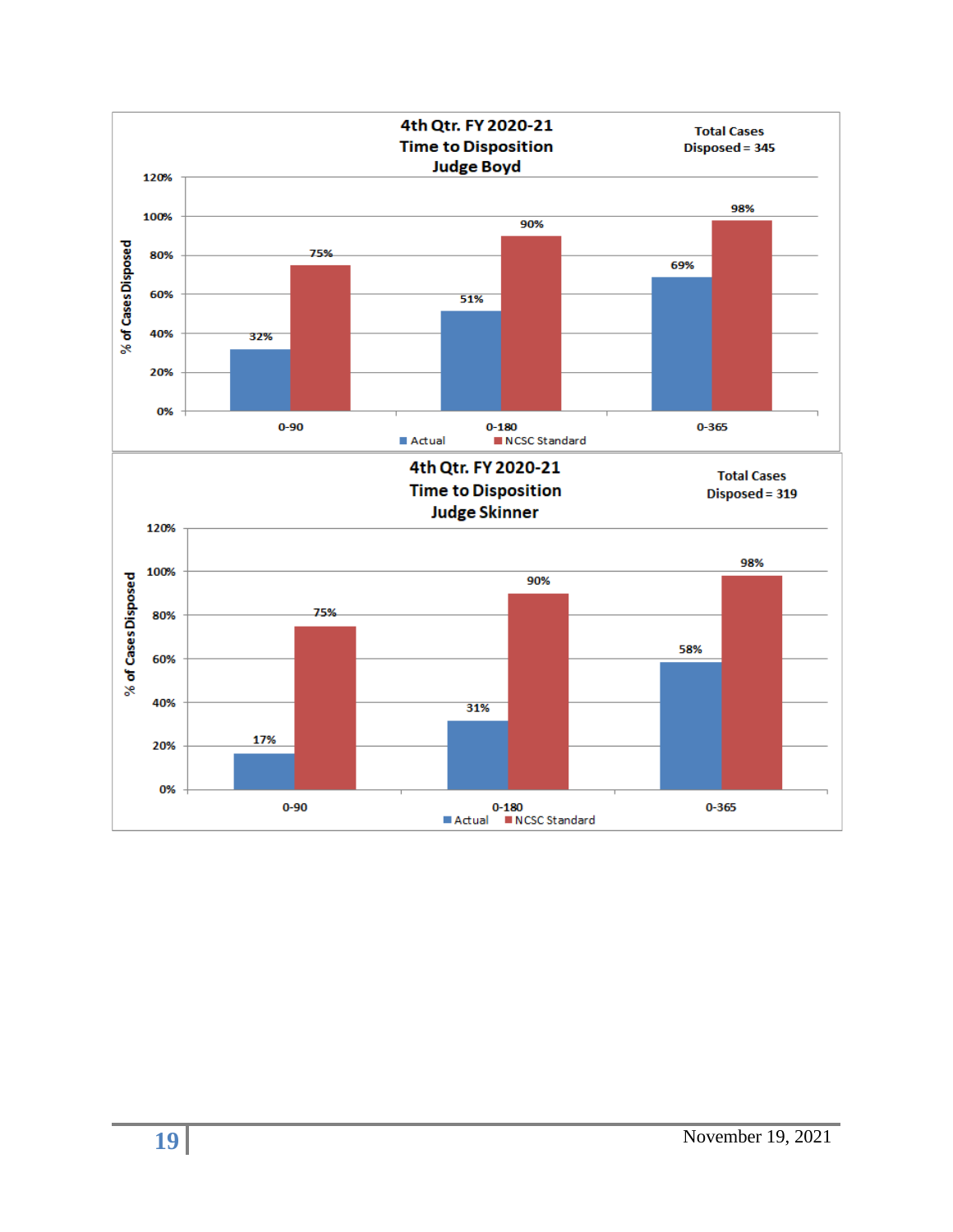**4th Qtr. FY 2020-21**
**Time to Disposition**
**Judge Boyd**

Total Cases Disposed = 345

| % of Cases Disposed | 0-90 | 0-180 | 0-365 |
|---|---|---|---|
| Actual | 32% | 51% | 69% |
| NCSC Standard | 75% | 90% | 98% |

**4th Qtr. FY 2020-21**
**Time to Disposition**
**Judge Skinner**

Total Cases Disposed = 319

| % of Cases Disposed | 0-90 | 0-180 | 0-365 |
|---|---|---|---|
| Actual | 17% | 31% | 58% |
| NCSC Standard | 75% | 90% | 98% |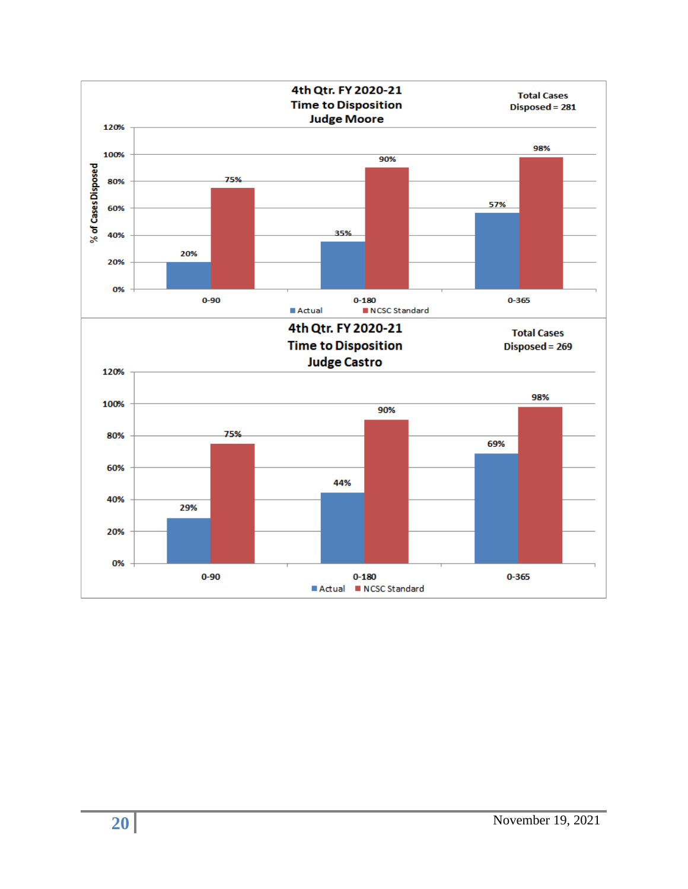## 4th Qtr. FY 2020-21 Time to Disposition Judge Moore

Total Cases Disposed = 281

| % of Cases Disposed | Actual | NCSC Standard |
|---|---|---|
| 0-90 | 20% | 75% |
| 0-180 | 35% | 90% |
| 0-365 | 57% | 98% |

## 4th Qtr. FY 2020-21 Time to Disposition Judge Castro

Total Cases Disposed = 269

| % of Cases Disposed | Actual | NCSC Standard |
|---|---|---|
| 0-90 | 29% | 75% |
| 0-180 | 44% | 90% |
| 0-365 | 69% | 98% |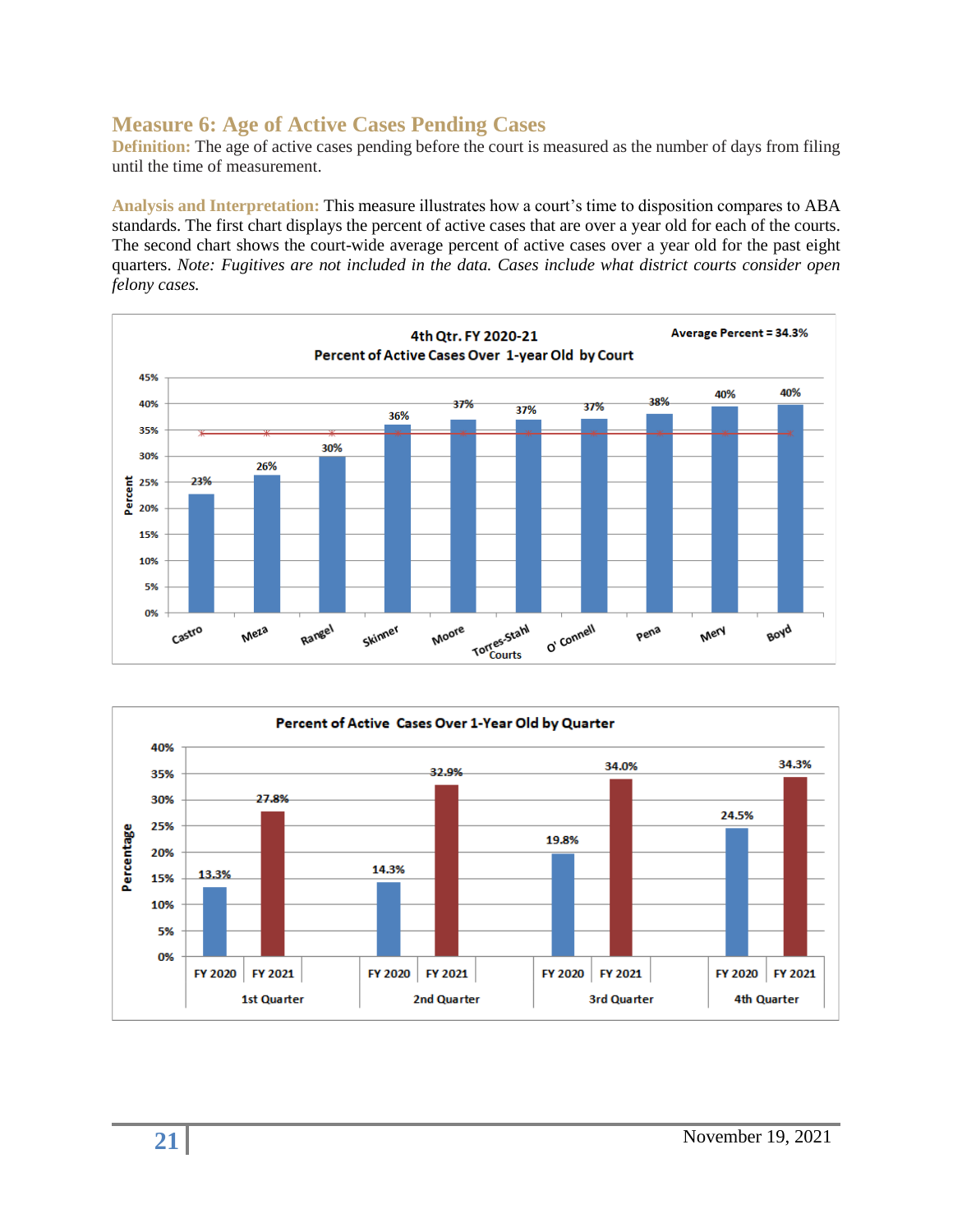## Measure 6: Age of Active Cases Pending Cases

**Definition:** The age of active cases pending before the court is measured as the number of days from filing until the time of measurement.

**Analysis and Interpretation:** This measure illustrates how a court's time to disposition compares to ABA standards. The first chart displays the percent of active cases that are over a year old for each of the courts. The second chart shows the court-wide average percent of active cases over a year old for the past eight quarters. *Note: Fugitives are not included in the data. Cases include what district courts consider open felony cases.*

**4th Qtr. FY 2020-21**
**Percent of Active Cases Over 1-year Old by Court**

Average Percent = 34.3%

| Court | Percent |
|---|---|
| Castro | 23% |
| Meza | 26% |
| Rangel | 30% |
| Skinner | 36% |
| Moore | 37% |
| Torres-Stahl | 37% |
| O' Connell | 37% |
| Pena | 38% |
| Mery | 40% |
| Boyd | 40% |

**Percent of Active Cases Over 1-Year Old by Quarter**

| Quarter | FY 2020 | FY 2021 |
|---|---|---|
| 1st Quarter | 13.3% | 27.8% |
| 2nd Quarter | 14.3% | 32.9% |
| 3rd Quarter | 19.8% | 34.0% |
| 4th Quarter | 24.5% | 34.3% |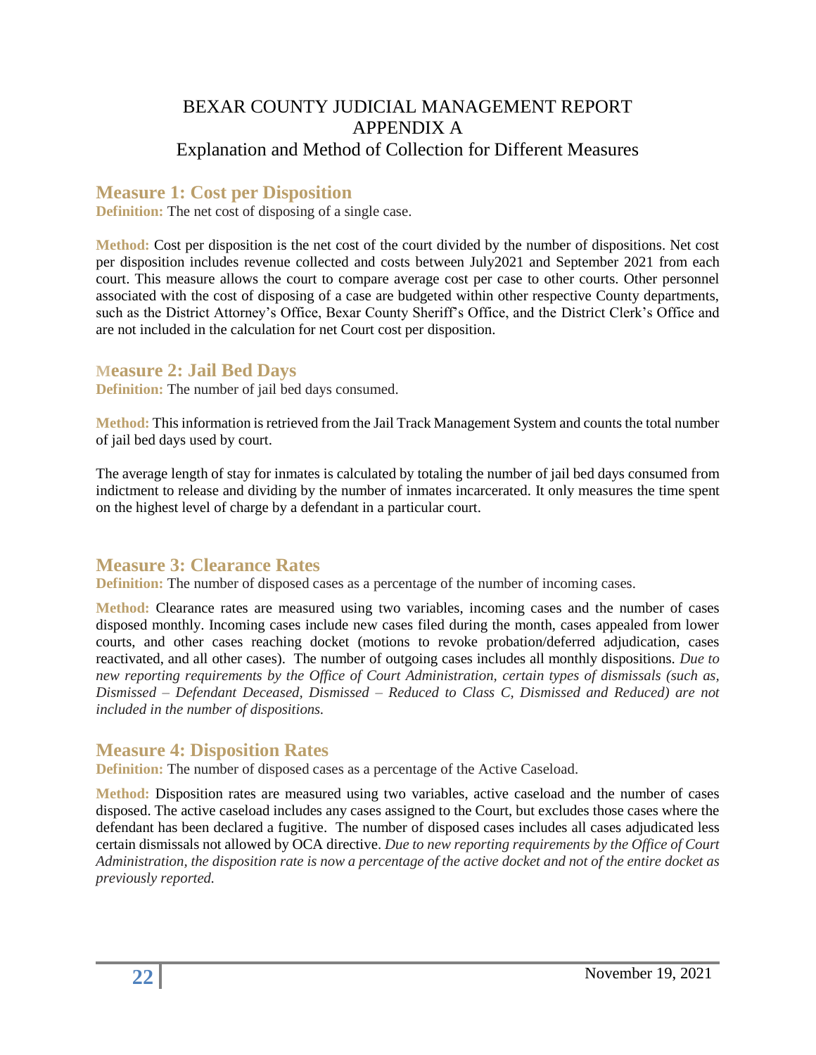# BEXAR COUNTY JUDICIAL MANAGEMENT REPORT
# APPENDIX A
## Explanation and Method of Collection for Different Measures

## Measure 1: Cost per Disposition

**Definition:** The net cost of disposing of a single case.

**Method:** Cost per disposition is the net cost of the court divided by the number of dispositions. Net cost per disposition includes revenue collected and costs between July2021 and September 2021 from each court. This measure allows the court to compare average cost per case to other courts. Other personnel associated with the cost of disposing of a case are budgeted within other respective County departments, such as the District Attorney's Office, Bexar County Sheriff's Office, and the District Clerk's Office and are not included in the calculation for net Court cost per disposition.

## Measure 2: Jail Bed Days

**Definition:** The number of jail bed days consumed.

**Method:** This information is retrieved from the Jail Track Management System and counts the total number of jail bed days used by court.

The average length of stay for inmates is calculated by totaling the number of jail bed days consumed from indictment to release and dividing by the number of inmates incarcerated. It only measures the time spent on the highest level of charge by a defendant in a particular court.

## Measure 3: Clearance Rates

**Definition:** The number of disposed cases as a percentage of the number of incoming cases.

**Method:** Clearance rates are measured using two variables, incoming cases and the number of cases disposed monthly. Incoming cases include new cases filed during the month, cases appealed from lower courts, and other cases reaching docket (motions to revoke probation/deferred adjudication, cases reactivated, and all other cases). The number of outgoing cases includes all monthly dispositions. *Due to new reporting requirements by the Office of Court Administration, certain types of dismissals (such as, Dismissed – Defendant Deceased, Dismissed – Reduced to Class C, Dismissed and Reduced) are not included in the number of dispositions.*

## Measure 4: Disposition Rates

**Definition:** The number of disposed cases as a percentage of the Active Caseload.

**Method:** Disposition rates are measured using two variables, active caseload and the number of cases disposed. The active caseload includes any cases assigned to the Court, but excludes those cases where the defendant has been declared a fugitive. The number of disposed cases includes all cases adjudicated less certain dismissals not allowed by OCA directive. *Due to new reporting requirements by the Office of Court Administration, the disposition rate is now a percentage of the active docket and not of the entire docket as previously reported.*

November 19, 2021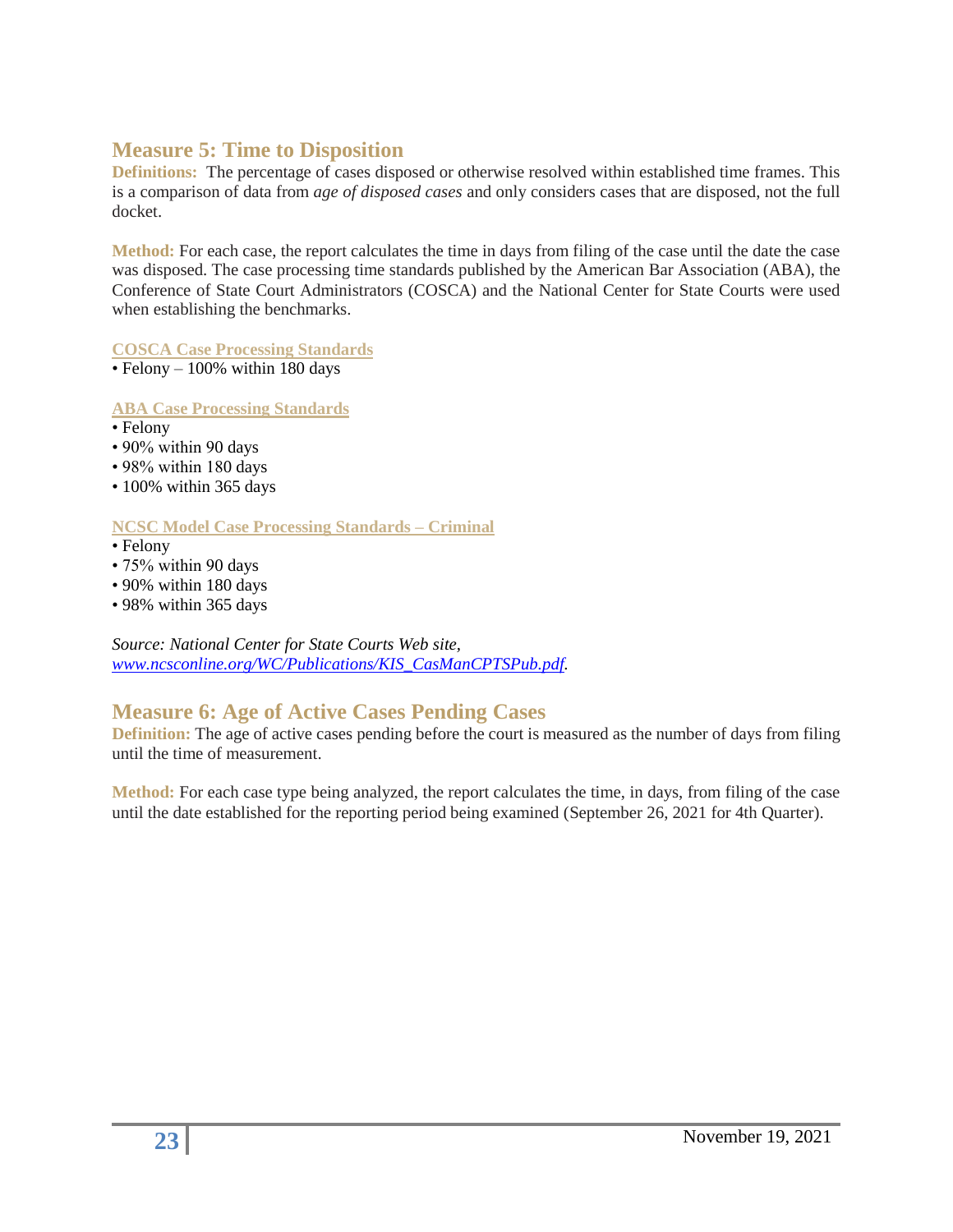## Measure 5: Time to Disposition

**Definitions:** The percentage of cases disposed or otherwise resolved within established time frames. This is a comparison of data from *age of disposed cases* and only considers cases that are disposed, not the full docket.

**Method:** For each case, the report calculates the time in days from filing of the case until the date the case was disposed. The case processing time standards published by the American Bar Association (ABA), the Conference of State Court Administrators (COSCA) and the National Center for State Courts were used when establishing the benchmarks.

**COSCA Case Processing Standards**

- Felony – 100% within 180 days

**ABA Case Processing Standards**

- Felony
- 90% within 90 days
- 98% within 180 days
- 100% within 365 days

**NCSC Model Case Processing Standards – Criminal**

- Felony
- 75% within 90 days
- 90% within 180 days
- 98% within 365 days

*Source: National Center for State Courts Web site, www.ncsconline.org/WC/Publications/KIS_CasManCPTSPub.pdf.*

## Measure 6: Age of Active Cases Pending Cases

**Definition:** The age of active cases pending before the court is measured as the number of days from filing until the time of measurement.

**Method:** For each case type being analyzed, the report calculates the time, in days, from filing of the case until the date established for the reporting period being examined (September 26, 2021 for 4th Quarter).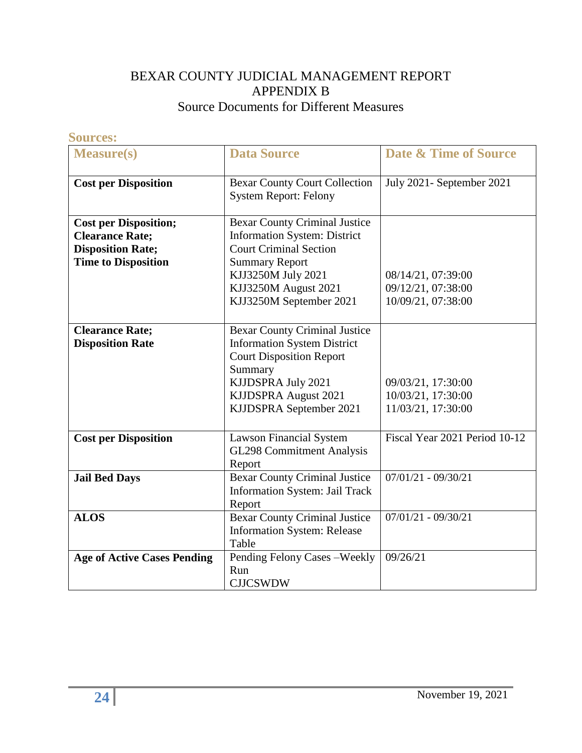# BEXAR COUNTY JUDICIAL MANAGEMENT REPORT
## APPENDIX B
### Source Documents for Different Measures

**Sources:**

| Measure(s) | Data Source | Date & Time of Source |
|---|---|---|
| **Cost per Disposition** | Bexar County Court Collection System Report: Felony | July 2021- September 2021 |
| **Cost per Disposition; Clearance Rate; Disposition Rate; Time to Disposition** | Bexar County Criminal Justice Information System: District Court Criminal Section Summary Report<br>KJJ3250M July 2021<br>KJJ3250M August 2021<br>KJJ3250M September 2021 | 08/14/21, 07:39:00<br>09/12/21, 07:38:00<br>10/09/21, 07:38:00 |
| **Clearance Rate; Disposition Rate** | Bexar County Criminal Justice Information System District Court Disposition Report Summary<br>KJJDSPRA July 2021<br>KJJDSPRA August 2021<br>KJJDSPRA September 2021 | 09/03/21, 17:30:00<br>10/03/21, 17:30:00<br>11/03/21, 17:30:00 |
| **Cost per Disposition** | Lawson Financial System GL298 Commitment Analysis Report | Fiscal Year 2021 Period 10-12 |
| **Jail Bed Days** | Bexar County Criminal Justice Information System: Jail Track Report | 07/01/21 - 09/30/21 |
| **ALOS** | Bexar County Criminal Justice Information System: Release Table | 07/01/21 - 09/30/21 |
| **Age of Active Cases Pending** | Pending Felony Cases –Weekly Run<br>CJJCSWDW | 09/26/21 |

November 19, 2021